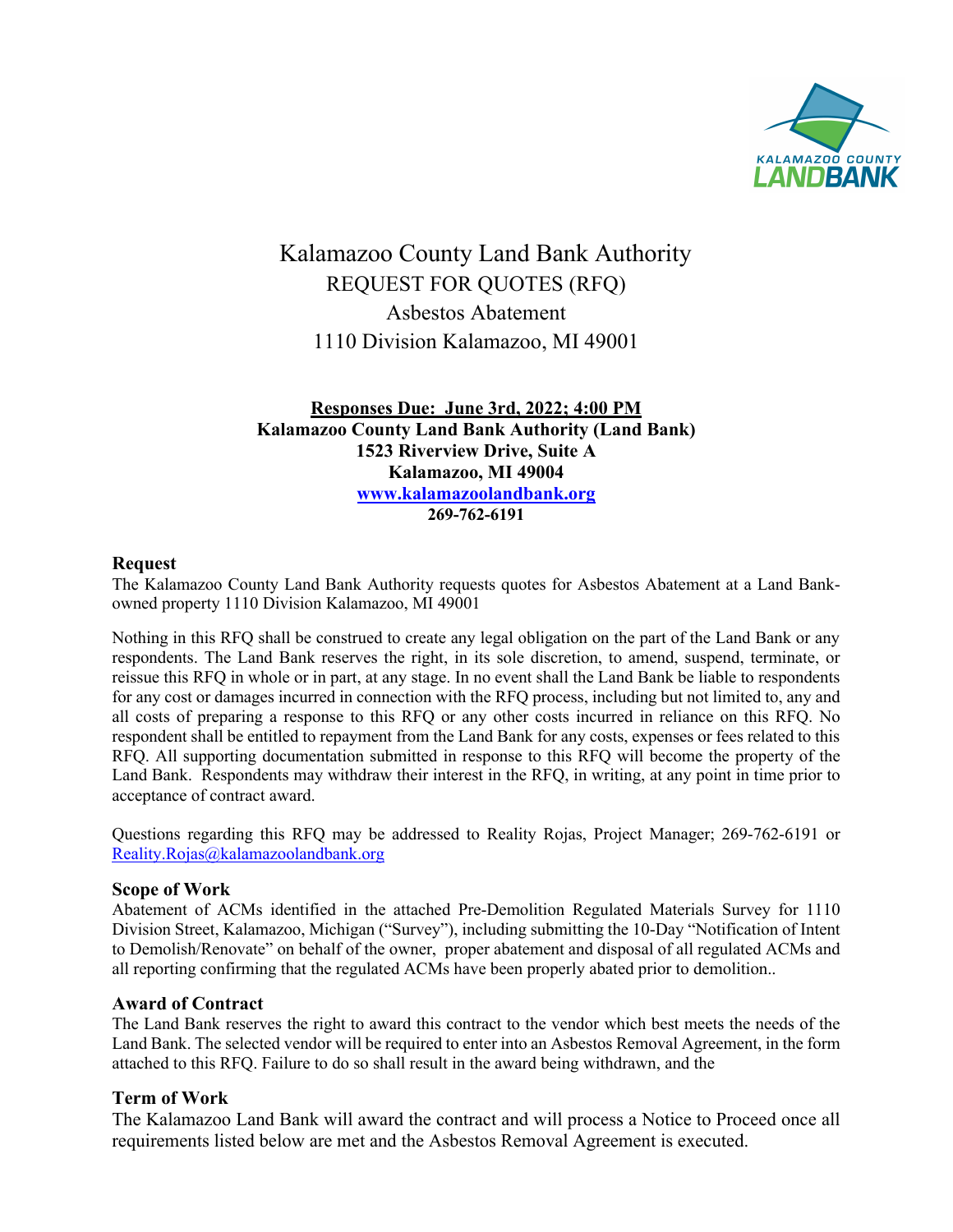# Kalamazoo County Land Bank Authority

## REQUEST FOR QUOTES (RFQ)

## Asbestos Abatement

## 1110 Division Kalamazoo, MI 49001

**Responses Due: June 3rd, 2022; 4:00 PM**
**Kalamazoo County Land Bank Authority (Land Bank)**
**1523 Riverview Drive, Suite A**
**Kalamazoo, MI 49004**
**www.kalamazoolandbank.org**
**269-762-6191**

### Request

The Kalamazoo County Land Bank Authority requests quotes for Asbestos Abatement at a Land Bank-owned property 1110 Division Kalamazoo, MI 49001

Nothing in this RFQ shall be construed to create any legal obligation on the part of the Land Bank or any respondents. The Land Bank reserves the right, in its sole discretion, to amend, suspend, terminate, or reissue this RFQ in whole or in part, at any stage. In no event shall the Land Bank be liable to respondents for any cost or damages incurred in connection with the RFQ process, including but not limited to, any and all costs of preparing a response to this RFQ or any other costs incurred in reliance on this RFQ. No respondent shall be entitled to repayment from the Land Bank for any costs, expenses or fees related to this RFQ. All supporting documentation submitted in response to this RFQ will become the property of the Land Bank. Respondents may withdraw their interest in the RFQ, in writing, at any point in time prior to acceptance of contract award.

Questions regarding this RFQ may be addressed to Reality Rojas, Project Manager; 269-762-6191 or Reality.Rojas@kalamazoolandbank.org

### Scope of Work

Abatement of ACMs identified in the attached Pre-Demolition Regulated Materials Survey for 1110 Division Street, Kalamazoo, Michigan ("Survey"), including submitting the 10-Day "Notification of Intent to Demolish/Renovate" on behalf of the owner, proper abatement and disposal of all regulated ACMs and all reporting confirming that the regulated ACMs have been properly abated prior to demolition..

### Award of Contract

The Land Bank reserves the right to award this contract to the vendor which best meets the needs of the Land Bank. The selected vendor will be required to enter into an Asbestos Removal Agreement, in the form attached to this RFQ. Failure to do so shall result in the award being withdrawn, and the

### Term of Work

The Kalamazoo Land Bank will award the contract and will process a Notice to Proceed once all requirements listed below are met and the Asbestos Removal Agreement is executed.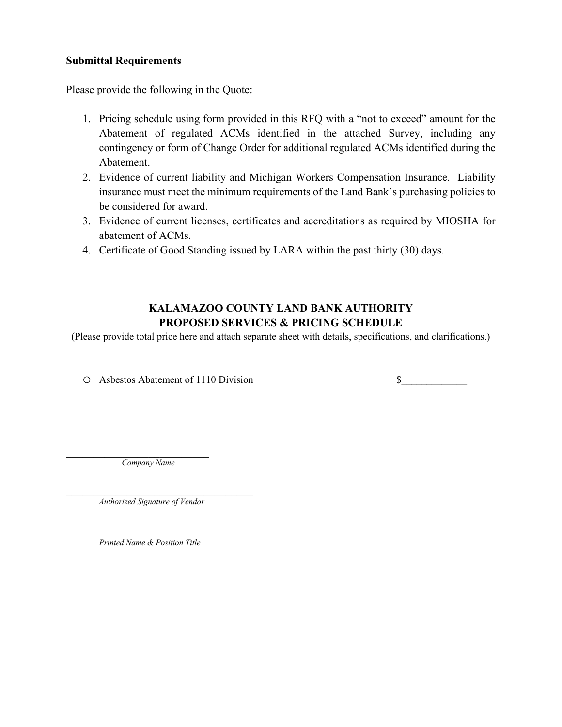**Submittal Requirements**

Please provide the following in the Quote:

1. Pricing schedule using form provided in this RFQ with a "not to exceed" amount for the Abatement of regulated ACMs identified in the attached Survey, including any contingency or form of Change Order for additional regulated ACMs identified during the Abatement.
2. Evidence of current liability and Michigan Workers Compensation Insurance. Liability insurance must meet the minimum requirements of the Land Bank's purchasing policies to be considered for award.
3. Evidence of current licenses, certificates and accreditations as required by MIOSHA for abatement of ACMs.
4. Certificate of Good Standing issued by LARA within the past thirty (30) days.

**KALAMAZOO COUNTY LAND BANK AUTHORITY**
**PROPOSED SERVICES & PRICING SCHEDULE**

(Please provide total price here and attach separate sheet with details, specifications, and clarifications.)

- ○ Asbestos Abatement of 1110 Division $_____________

_________________________________________
*Company Name*

_________________________________________
*Authorized Signature of Vendor*

_________________________________________
*Printed Name & Position Title*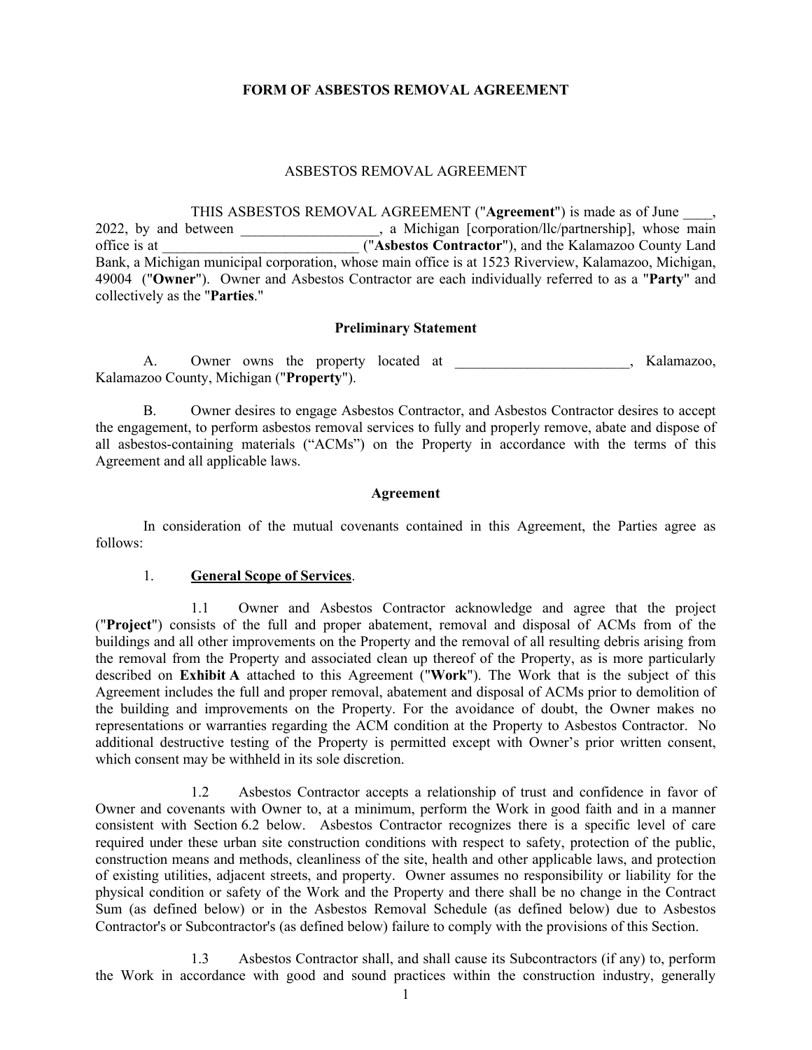**FORM OF ASBESTOS REMOVAL AGREEMENT**

ASBESTOS REMOVAL AGREEMENT

THIS ASBESTOS REMOVAL AGREEMENT ("**Agreement**") is made as of June ____, 2022, by and between ___________________, a Michigan [corporation/llc/partnership], whose main office is at ___________________________ ("**Asbestos Contractor**"), and the Kalamazoo County Land Bank, a Michigan municipal corporation, whose main office is at 1523 Riverview, Kalamazoo, Michigan, 49004 ("**Owner**"). Owner and Asbestos Contractor are each individually referred to as a "**Party**" and collectively as the "**Parties**."

**Preliminary Statement**

A. Owner owns the property located at ________________________, Kalamazoo, Kalamazoo County, Michigan ("**Property**").

B. Owner desires to engage Asbestos Contractor, and Asbestos Contractor desires to accept the engagement, to perform asbestos removal services to fully and properly remove, abate and dispose of all asbestos-containing materials ("ACMs") on the Property in accordance with the terms of this Agreement and all applicable laws.

**Agreement**

In consideration of the mutual covenants contained in this Agreement, the Parties agree as follows:

1. **General Scope of Services**.

1.1 Owner and Asbestos Contractor acknowledge and agree that the project ("**Project**") consists of the full and proper abatement, removal and disposal of ACMs from of the buildings and all other improvements on the Property and the removal of all resulting debris arising from the removal from the Property and associated clean up thereof of the Property, as is more particularly described on **Exhibit A** attached to this Agreement ("**Work**"). The Work that is the subject of this Agreement includes the full and proper removal, abatement and disposal of ACMs prior to demolition of the building and improvements on the Property. For the avoidance of doubt, the Owner makes no representations or warranties regarding the ACM condition at the Property to Asbestos Contractor. No additional destructive testing of the Property is permitted except with Owner's prior written consent, which consent may be withheld in its sole discretion.

1.2 Asbestos Contractor accepts a relationship of trust and confidence in favor of Owner and covenants with Owner to, at a minimum, perform the Work in good faith and in a manner consistent with Section 6.2 below. Asbestos Contractor recognizes there is a specific level of care required under these urban site construction conditions with respect to safety, protection of the public, construction means and methods, cleanliness of the site, health and other applicable laws, and protection of existing utilities, adjacent streets, and property. Owner assumes no responsibility or liability for the physical condition or safety of the Work and the Property and there shall be no change in the Contract Sum (as defined below) or in the Asbestos Removal Schedule (as defined below) due to Asbestos Contractor's or Subcontractor's (as defined below) failure to comply with the provisions of this Section.

1.3 Asbestos Contractor shall, and shall cause its Subcontractors (if any) to, perform the Work in accordance with good and sound practices within the construction industry, generally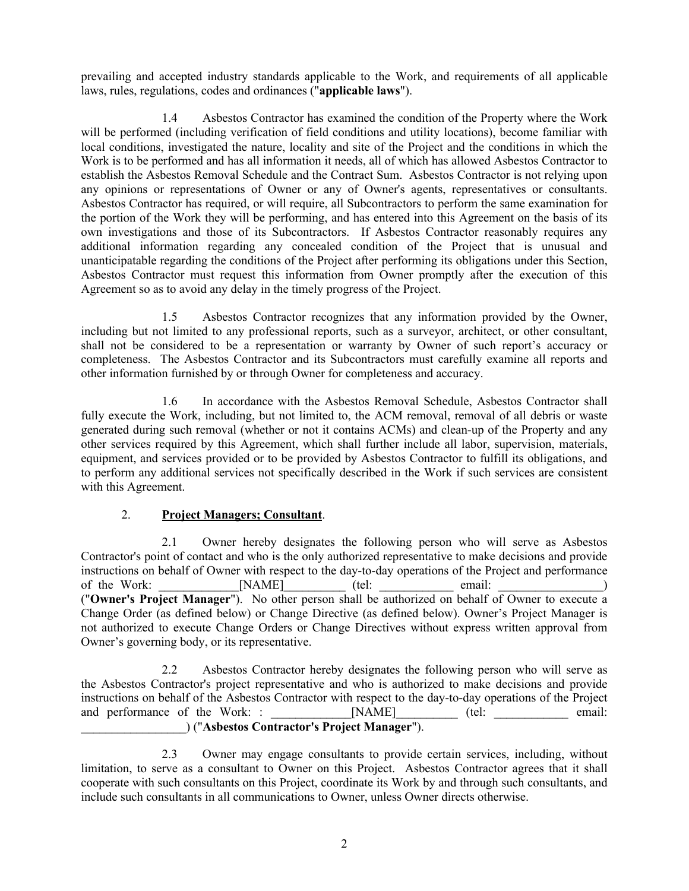prevailing and accepted industry standards applicable to the Work, and requirements of all applicable laws, rules, regulations, codes and ordinances ("**applicable laws**").

1.4 Asbestos Contractor has examined the condition of the Property where the Work will be performed (including verification of field conditions and utility locations), become familiar with local conditions, investigated the nature, locality and site of the Project and the conditions in which the Work is to be performed and has all information it needs, all of which has allowed Asbestos Contractor to establish the Asbestos Removal Schedule and the Contract Sum. Asbestos Contractor is not relying upon any opinions or representations of Owner or any of Owner's agents, representatives or consultants. Asbestos Contractor has required, or will require, all Subcontractors to perform the same examination for the portion of the Work they will be performing, and has entered into this Agreement on the basis of its own investigations and those of its Subcontractors. If Asbestos Contractor reasonably requires any additional information regarding any concealed condition of the Project that is unusual and unanticipatable regarding the conditions of the Project after performing its obligations under this Section, Asbestos Contractor must request this information from Owner promptly after the execution of this Agreement so as to avoid any delay in the timely progress of the Project.

1.5 Asbestos Contractor recognizes that any information provided by the Owner, including but not limited to any professional reports, such as a surveyor, architect, or other consultant, shall not be considered to be a representation or warranty by Owner of such report's accuracy or completeness. The Asbestos Contractor and its Subcontractors must carefully examine all reports and other information furnished by or through Owner for completeness and accuracy.

1.6 In accordance with the Asbestos Removal Schedule, Asbestos Contractor shall fully execute the Work, including, but not limited to, the ACM removal, removal of all debris or waste generated during such removal (whether or not it contains ACMs) and clean-up of the Property and any other services required by this Agreement, which shall further include all labor, supervision, materials, equipment, and services provided or to be provided by Asbestos Contractor to fulfill its obligations, and to perform any additional services not specifically described in the Work if such services are consistent with this Agreement.

2. **Project Managers; Consultant**.

2.1 Owner hereby designates the following person who will serve as Asbestos Contractor's point of contact and who is the only authorized representative to make decisions and provide instructions on behalf of Owner with respect to the day-to-day operations of the Project and performance of the Work: _____________[NAME]__________ (tel: ____________ email: _________________) ("**Owner's Project Manager**"). No other person shall be authorized on behalf of Owner to execute a Change Order (as defined below) or Change Directive (as defined below). Owner's Project Manager is not authorized to execute Change Orders or Change Directives without express written approval from Owner's governing body, or its representative.

2.2 Asbestos Contractor hereby designates the following person who will serve as the Asbestos Contractor's project representative and who is authorized to make decisions and provide instructions on behalf of the Asbestos Contractor with respect to the day-to-day operations of the Project and performance of the Work: : _____________[NAME]__________ (tel: ____________ email: _________________) ("**Asbestos Contractor's Project Manager**").

2.3 Owner may engage consultants to provide certain services, including, without limitation, to serve as a consultant to Owner on this Project. Asbestos Contractor agrees that it shall cooperate with such consultants on this Project, coordinate its Work by and through such consultants, and include such consultants in all communications to Owner, unless Owner directs otherwise.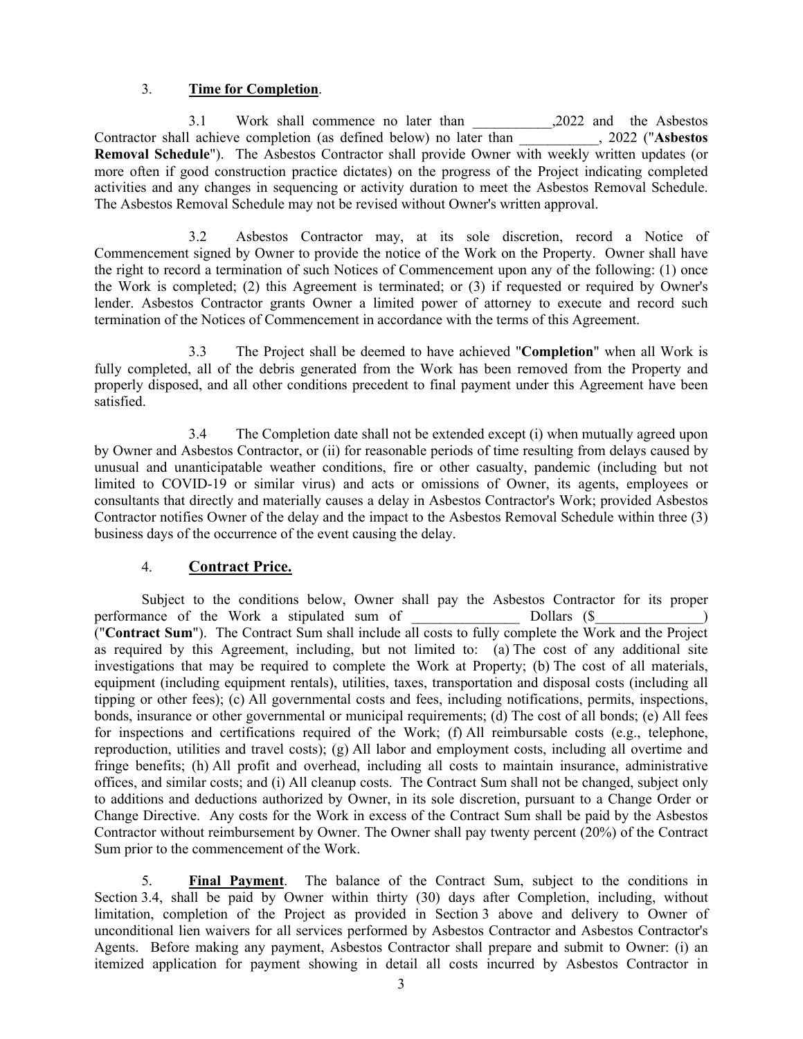3. **Time for Completion**.

3.1 Work shall commence no later than ___________,2022 and the Asbestos Contractor shall achieve completion (as defined below) no later than ___________, 2022 ("**Asbestos Removal Schedule**"). The Asbestos Contractor shall provide Owner with weekly written updates (or more often if good construction practice dictates) on the progress of the Project indicating completed activities and any changes in sequencing or activity duration to meet the Asbestos Removal Schedule. The Asbestos Removal Schedule may not be revised without Owner's written approval.

3.2 Asbestos Contractor may, at its sole discretion, record a Notice of Commencement signed by Owner to provide the notice of the Work on the Property. Owner shall have the right to record a termination of such Notices of Commencement upon any of the following: (1) once the Work is completed; (2) this Agreement is terminated; or (3) if requested or required by Owner's lender. Asbestos Contractor grants Owner a limited power of attorney to execute and record such termination of the Notices of Commencement in accordance with the terms of this Agreement.

3.3 The Project shall be deemed to have achieved "**Completion**" when all Work is fully completed, all of the debris generated from the Work has been removed from the Property and properly disposed, and all other conditions precedent to final payment under this Agreement have been satisfied.

3.4 The Completion date shall not be extended except (i) when mutually agreed upon by Owner and Asbestos Contractor, or (ii) for reasonable periods of time resulting from delays caused by unusual and unanticipatable weather conditions, fire or other casualty, pandemic (including but not limited to COVID-19 or similar virus) and acts or omissions of Owner, its agents, employees or consultants that directly and materially causes a delay in Asbestos Contractor's Work; provided Asbestos Contractor notifies Owner of the delay and the impact to the Asbestos Removal Schedule within three (3) business days of the occurrence of the event causing the delay.

4. **Contract Price.**

Subject to the conditions below, Owner shall pay the Asbestos Contractor for its proper performance of the Work a stipulated sum of _______________ Dollars ($_______________) ("**Contract Sum**"). The Contract Sum shall include all costs to fully complete the Work and the Project as required by this Agreement, including, but not limited to: (a) The cost of any additional site investigations that may be required to complete the Work at Property; (b) The cost of all materials, equipment (including equipment rentals), utilities, taxes, transportation and disposal costs (including all tipping or other fees); (c) All governmental costs and fees, including notifications, permits, inspections, bonds, insurance or other governmental or municipal requirements; (d) The cost of all bonds; (e) All fees for inspections and certifications required of the Work; (f) All reimbursable costs (e.g., telephone, reproduction, utilities and travel costs); (g) All labor and employment costs, including all overtime and fringe benefits; (h) All profit and overhead, including all costs to maintain insurance, administrative offices, and similar costs; and (i) All cleanup costs. The Contract Sum shall not be changed, subject only to additions and deductions authorized by Owner, in its sole discretion, pursuant to a Change Order or Change Directive. Any costs for the Work in excess of the Contract Sum shall be paid by the Asbestos Contractor without reimbursement by Owner. The Owner shall pay twenty percent (20%) of the Contract Sum prior to the commencement of the Work.

5. **Final Payment**. The balance of the Contract Sum, subject to the conditions in Section 3.4, shall be paid by Owner within thirty (30) days after Completion, including, without limitation, completion of the Project as provided in Section 3 above and delivery to Owner of unconditional lien waivers for all services performed by Asbestos Contractor and Asbestos Contractor's Agents. Before making any payment, Asbestos Contractor shall prepare and submit to Owner: (i) an itemized application for payment showing in detail all costs incurred by Asbestos Contractor in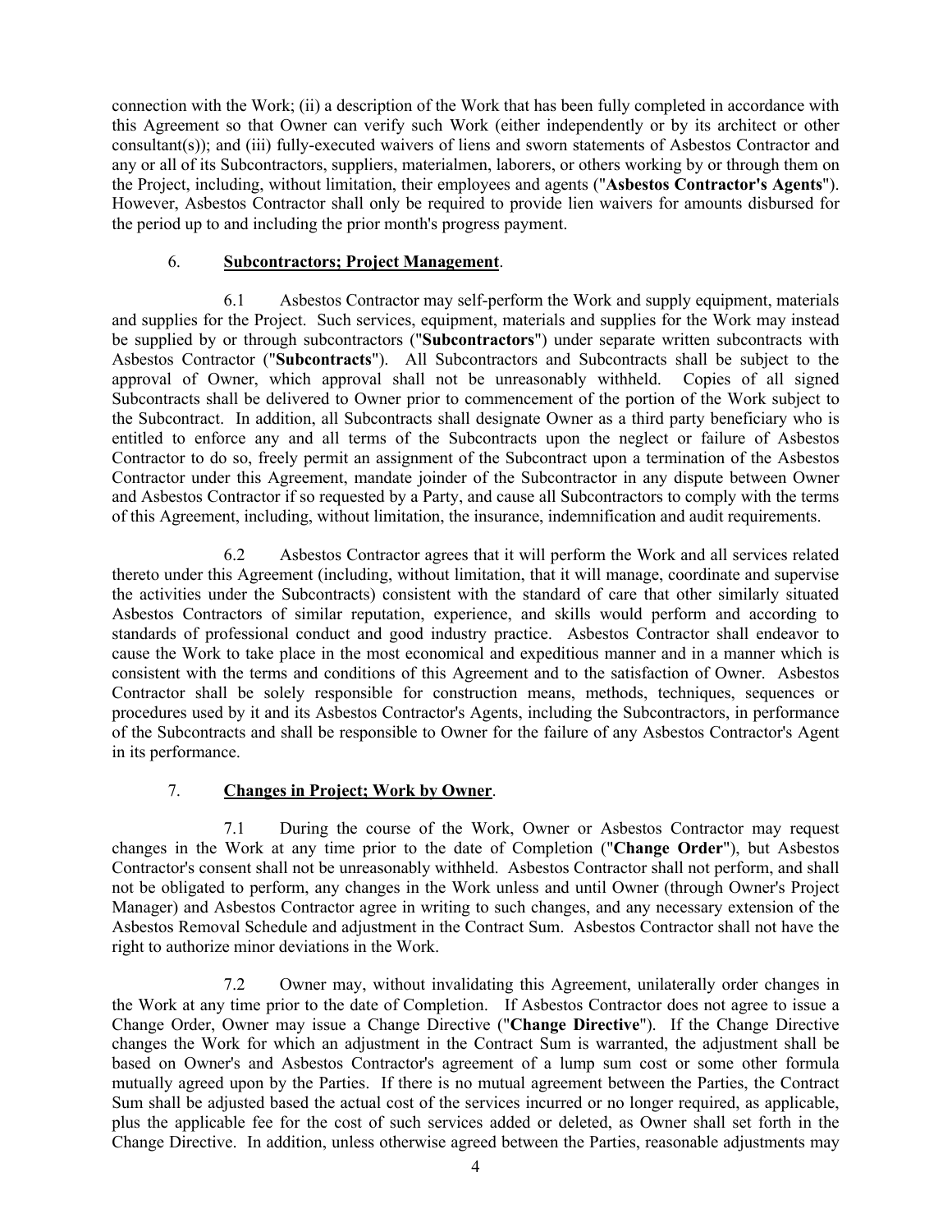connection with the Work; (ii) a description of the Work that has been fully completed in accordance with this Agreement so that Owner can verify such Work (either independently or by its architect or other consultant(s)); and (iii) fully-executed waivers of liens and sworn statements of Asbestos Contractor and any or all of its Subcontractors, suppliers, materialmen, laborers, or others working by or through them on the Project, including, without limitation, their employees and agents ("**Asbestos Contractor's Agents**"). However, Asbestos Contractor shall only be required to provide lien waivers for amounts disbursed for the period up to and including the prior month's progress payment.

6. **Subcontractors; Project Management**.

6.1 Asbestos Contractor may self-perform the Work and supply equipment, materials and supplies for the Project. Such services, equipment, materials and supplies for the Work may instead be supplied by or through subcontractors ("**Subcontractors**") under separate written subcontracts with Asbestos Contractor ("**Subcontracts**"). All Subcontractors and Subcontracts shall be subject to the approval of Owner, which approval shall not be unreasonably withheld. Copies of all signed Subcontracts shall be delivered to Owner prior to commencement of the portion of the Work subject to the Subcontract. In addition, all Subcontracts shall designate Owner as a third party beneficiary who is entitled to enforce any and all terms of the Subcontracts upon the neglect or failure of Asbestos Contractor to do so, freely permit an assignment of the Subcontract upon a termination of the Asbestos Contractor under this Agreement, mandate joinder of the Subcontractor in any dispute between Owner and Asbestos Contractor if so requested by a Party, and cause all Subcontractors to comply with the terms of this Agreement, including, without limitation, the insurance, indemnification and audit requirements.

6.2 Asbestos Contractor agrees that it will perform the Work and all services related thereto under this Agreement (including, without limitation, that it will manage, coordinate and supervise the activities under the Subcontracts) consistent with the standard of care that other similarly situated Asbestos Contractors of similar reputation, experience, and skills would perform and according to standards of professional conduct and good industry practice. Asbestos Contractor shall endeavor to cause the Work to take place in the most economical and expeditious manner and in a manner which is consistent with the terms and conditions of this Agreement and to the satisfaction of Owner. Asbestos Contractor shall be solely responsible for construction means, methods, techniques, sequences or procedures used by it and its Asbestos Contractor's Agents, including the Subcontractors, in performance of the Subcontracts and shall be responsible to Owner for the failure of any Asbestos Contractor's Agent in its performance.

7. **Changes in Project; Work by Owner**.

7.1 During the course of the Work, Owner or Asbestos Contractor may request changes in the Work at any time prior to the date of Completion ("**Change Order**"), but Asbestos Contractor's consent shall not be unreasonably withheld. Asbestos Contractor shall not perform, and shall not be obligated to perform, any changes in the Work unless and until Owner (through Owner's Project Manager) and Asbestos Contractor agree in writing to such changes, and any necessary extension of the Asbestos Removal Schedule and adjustment in the Contract Sum. Asbestos Contractor shall not have the right to authorize minor deviations in the Work.

7.2 Owner may, without invalidating this Agreement, unilaterally order changes in the Work at any time prior to the date of Completion. If Asbestos Contractor does not agree to issue a Change Order, Owner may issue a Change Directive ("**Change Directive**"). If the Change Directive changes the Work for which an adjustment in the Contract Sum is warranted, the adjustment shall be based on Owner's and Asbestos Contractor's agreement of a lump sum cost or some other formula mutually agreed upon by the Parties. If there is no mutual agreement between the Parties, the Contract Sum shall be adjusted based the actual cost of the services incurred or no longer required, as applicable, plus the applicable fee for the cost of such services added or deleted, as Owner shall set forth in the Change Directive. In addition, unless otherwise agreed between the Parties, reasonable adjustments may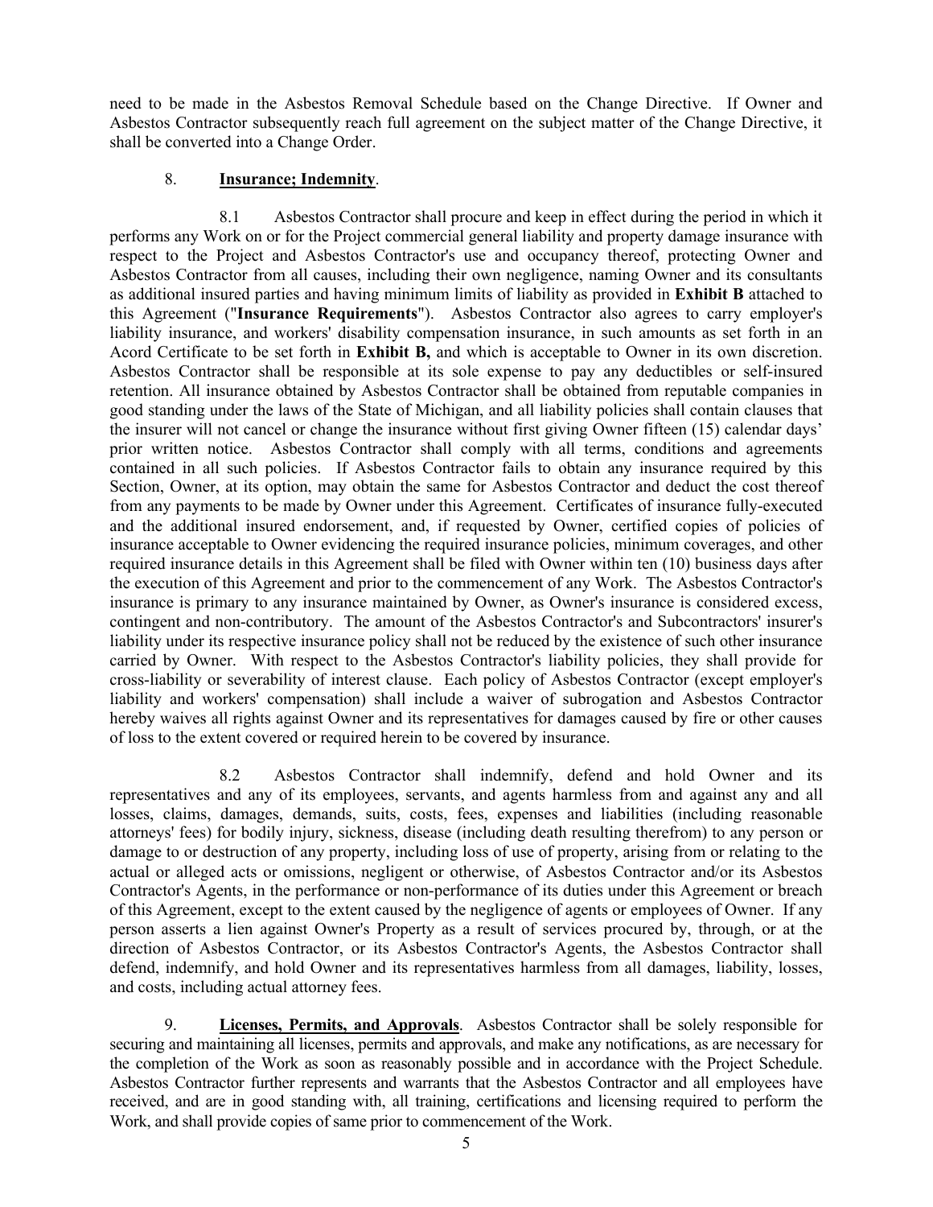need to be made in the Asbestos Removal Schedule based on the Change Directive. If Owner and Asbestos Contractor subsequently reach full agreement on the subject matter of the Change Directive, it shall be converted into a Change Order.

8. **Insurance; Indemnity**.

8.1 Asbestos Contractor shall procure and keep in effect during the period in which it performs any Work on or for the Project commercial general liability and property damage insurance with respect to the Project and Asbestos Contractor's use and occupancy thereof, protecting Owner and Asbestos Contractor from all causes, including their own negligence, naming Owner and its consultants as additional insured parties and having minimum limits of liability as provided in **Exhibit B** attached to this Agreement ("**Insurance Requirements**"). Asbestos Contractor also agrees to carry employer's liability insurance, and workers' disability compensation insurance, in such amounts as set forth in an Acord Certificate to be set forth in **Exhibit B,** and which is acceptable to Owner in its own discretion. Asbestos Contractor shall be responsible at its sole expense to pay any deductibles or self-insured retention. All insurance obtained by Asbestos Contractor shall be obtained from reputable companies in good standing under the laws of the State of Michigan, and all liability policies shall contain clauses that the insurer will not cancel or change the insurance without first giving Owner fifteen (15) calendar days' prior written notice. Asbestos Contractor shall comply with all terms, conditions and agreements contained in all such policies. If Asbestos Contractor fails to obtain any insurance required by this Section, Owner, at its option, may obtain the same for Asbestos Contractor and deduct the cost thereof from any payments to be made by Owner under this Agreement. Certificates of insurance fully-executed and the additional insured endorsement, and, if requested by Owner, certified copies of policies of insurance acceptable to Owner evidencing the required insurance policies, minimum coverages, and other required insurance details in this Agreement shall be filed with Owner within ten (10) business days after the execution of this Agreement and prior to the commencement of any Work. The Asbestos Contractor's insurance is primary to any insurance maintained by Owner, as Owner's insurance is considered excess, contingent and non-contributory. The amount of the Asbestos Contractor's and Subcontractors' insurer's liability under its respective insurance policy shall not be reduced by the existence of such other insurance carried by Owner. With respect to the Asbestos Contractor's liability policies, they shall provide for cross-liability or severability of interest clause. Each policy of Asbestos Contractor (except employer's liability and workers' compensation) shall include a waiver of subrogation and Asbestos Contractor hereby waives all rights against Owner and its representatives for damages caused by fire or other causes of loss to the extent covered or required herein to be covered by insurance.

8.2 Asbestos Contractor shall indemnify, defend and hold Owner and its representatives and any of its employees, servants, and agents harmless from and against any and all losses, claims, damages, demands, suits, costs, fees, expenses and liabilities (including reasonable attorneys' fees) for bodily injury, sickness, disease (including death resulting therefrom) to any person or damage to or destruction of any property, including loss of use of property, arising from or relating to the actual or alleged acts or omissions, negligent or otherwise, of Asbestos Contractor and/or its Asbestos Contractor's Agents, in the performance or non-performance of its duties under this Agreement or breach of this Agreement, except to the extent caused by the negligence of agents or employees of Owner. If any person asserts a lien against Owner's Property as a result of services procured by, through, or at the direction of Asbestos Contractor, or its Asbestos Contractor's Agents, the Asbestos Contractor shall defend, indemnify, and hold Owner and its representatives harmless from all damages, liability, losses, and costs, including actual attorney fees.

9. **Licenses, Permits, and Approvals**. Asbestos Contractor shall be solely responsible for securing and maintaining all licenses, permits and approvals, and make any notifications, as are necessary for the completion of the Work as soon as reasonably possible and in accordance with the Project Schedule. Asbestos Contractor further represents and warrants that the Asbestos Contractor and all employees have received, and are in good standing with, all training, certifications and licensing required to perform the Work, and shall provide copies of same prior to commencement of the Work.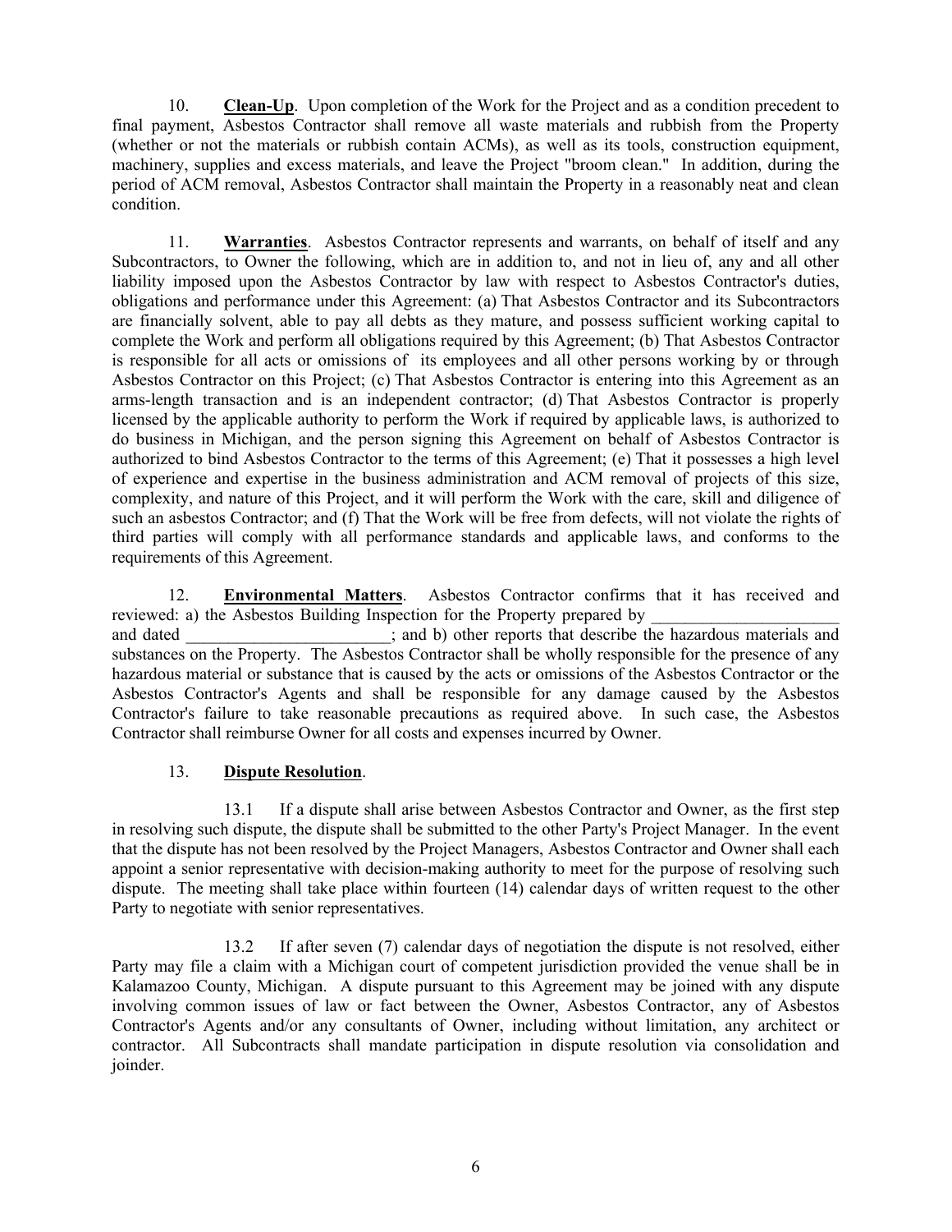10. **Clean-Up**. Upon completion of the Work for the Project and as a condition precedent to final payment, Asbestos Contractor shall remove all waste materials and rubbish from the Property (whether or not the materials or rubbish contain ACMs), as well as its tools, construction equipment, machinery, supplies and excess materials, and leave the Project "broom clean." In addition, during the period of ACM removal, Asbestos Contractor shall maintain the Property in a reasonably neat and clean condition.

11. **Warranties**. Asbestos Contractor represents and warrants, on behalf of itself and any Subcontractors, to Owner the following, which are in addition to, and not in lieu of, any and all other liability imposed upon the Asbestos Contractor by law with respect to Asbestos Contractor's duties, obligations and performance under this Agreement: (a) That Asbestos Contractor and its Subcontractors are financially solvent, able to pay all debts as they mature, and possess sufficient working capital to complete the Work and perform all obligations required by this Agreement; (b) That Asbestos Contractor is responsible for all acts or omissions of its employees and all other persons working by or through Asbestos Contractor on this Project; (c) That Asbestos Contractor is entering into this Agreement as an arms-length transaction and is an independent contractor; (d) That Asbestos Contractor is properly licensed by the applicable authority to perform the Work if required by applicable laws, is authorized to do business in Michigan, and the person signing this Agreement on behalf of Asbestos Contractor is authorized to bind Asbestos Contractor to the terms of this Agreement; (e) That it possesses a high level of experience and expertise in the business administration and ACM removal of projects of this size, complexity, and nature of this Project, and it will perform the Work with the care, skill and diligence of such an asbestos Contractor; and (f) That the Work will be free from defects, will not violate the rights of third parties will comply with all performance standards and applicable laws, and conforms to the requirements of this Agreement.

12. **Environmental Matters**. Asbestos Contractor confirms that it has received and reviewed: a) the Asbestos Building Inspection for the Property prepared by ______________________ and dated ________________________; and b) other reports that describe the hazardous materials and substances on the Property. The Asbestos Contractor shall be wholly responsible for the presence of any hazardous material or substance that is caused by the acts or omissions of the Asbestos Contractor or the Asbestos Contractor's Agents and shall be responsible for any damage caused by the Asbestos Contractor's failure to take reasonable precautions as required above. In such case, the Asbestos Contractor shall reimburse Owner for all costs and expenses incurred by Owner.

13. **Dispute Resolution**.

13.1 If a dispute shall arise between Asbestos Contractor and Owner, as the first step in resolving such dispute, the dispute shall be submitted to the other Party's Project Manager. In the event that the dispute has not been resolved by the Project Managers, Asbestos Contractor and Owner shall each appoint a senior representative with decision-making authority to meet for the purpose of resolving such dispute. The meeting shall take place within fourteen (14) calendar days of written request to the other Party to negotiate with senior representatives.

13.2 If after seven (7) calendar days of negotiation the dispute is not resolved, either Party may file a claim with a Michigan court of competent jurisdiction provided the venue shall be in Kalamazoo County, Michigan. A dispute pursuant to this Agreement may be joined with any dispute involving common issues of law or fact between the Owner, Asbestos Contractor, any of Asbestos Contractor's Agents and/or any consultants of Owner, including without limitation, any architect or contractor. All Subcontracts shall mandate participation in dispute resolution via consolidation and joinder.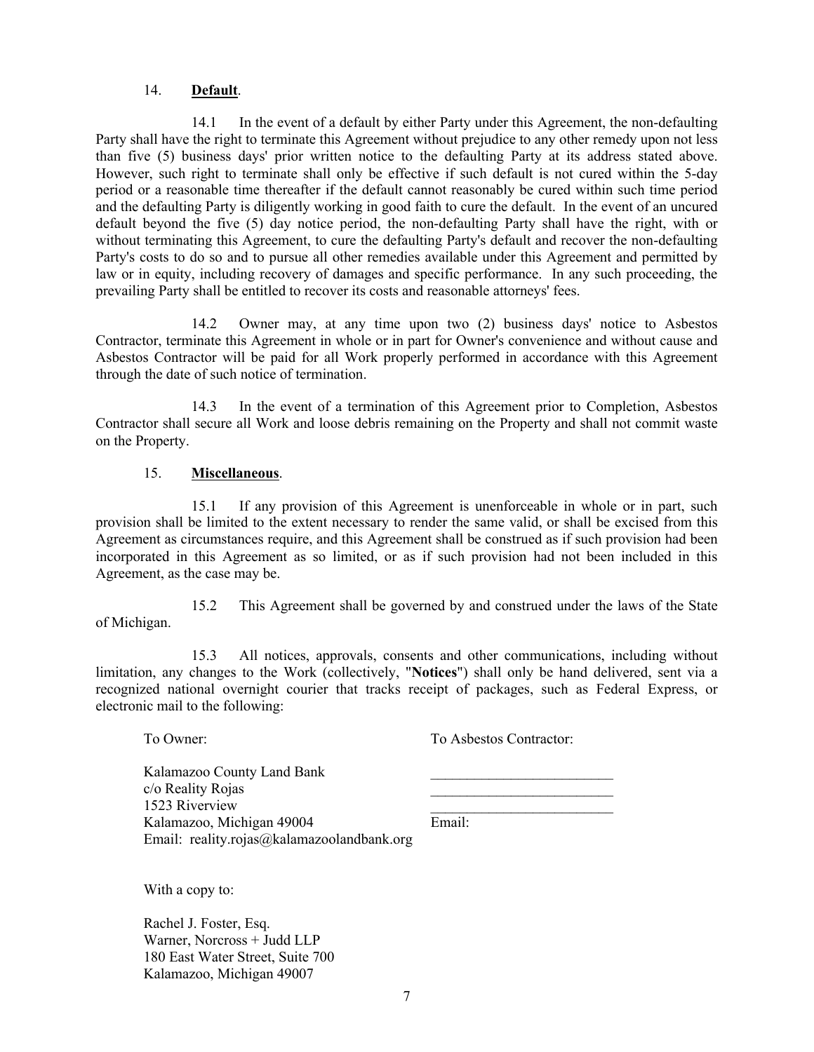14. **Default**.

14.1 In the event of a default by either Party under this Agreement, the non-defaulting Party shall have the right to terminate this Agreement without prejudice to any other remedy upon not less than five (5) business days' prior written notice to the defaulting Party at its address stated above. However, such right to terminate shall only be effective if such default is not cured within the 5-day period or a reasonable time thereafter if the default cannot reasonably be cured within such time period and the defaulting Party is diligently working in good faith to cure the default. In the event of an uncured default beyond the five (5) day notice period, the non-defaulting Party shall have the right, with or without terminating this Agreement, to cure the defaulting Party's default and recover the non-defaulting Party's costs to do so and to pursue all other remedies available under this Agreement and permitted by law or in equity, including recovery of damages and specific performance. In any such proceeding, the prevailing Party shall be entitled to recover its costs and reasonable attorneys' fees.

14.2 Owner may, at any time upon two (2) business days' notice to Asbestos Contractor, terminate this Agreement in whole or in part for Owner's convenience and without cause and Asbestos Contractor will be paid for all Work properly performed in accordance with this Agreement through the date of such notice of termination.

14.3 In the event of a termination of this Agreement prior to Completion, Asbestos Contractor shall secure all Work and loose debris remaining on the Property and shall not commit waste on the Property.

15. **Miscellaneous**.

15.1 If any provision of this Agreement is unenforceable in whole or in part, such provision shall be limited to the extent necessary to render the same valid, or shall be excised from this Agreement as circumstances require, and this Agreement shall be construed as if such provision had been incorporated in this Agreement as so limited, or as if such provision had not been included in this Agreement, as the case may be.

15.2 This Agreement shall be governed by and construed under the laws of the State of Michigan.

15.3 All notices, approvals, consents and other communications, including without limitation, any changes to the Work (collectively, "**Notices**") shall only be hand delivered, sent via a recognized national overnight courier that tracks receipt of packages, such as Federal Express, or electronic mail to the following:

| To Owner: | To Asbestos Contractor: |
|---|---|
| Kalamazoo County Land Bank | ________________________ |
| c/o Reality Rojas | ________________________ |
| 1523 Riverview | ________________________ |
| Kalamazoo, Michigan 49004 | Email: |
| Email: reality.rojas@kalamazoolandbank.org | |

With a copy to:

Rachel J. Foster, Esq.
Warner, Norcross + Judd LLP
180 East Water Street, Suite 700
Kalamazoo, Michigan 49007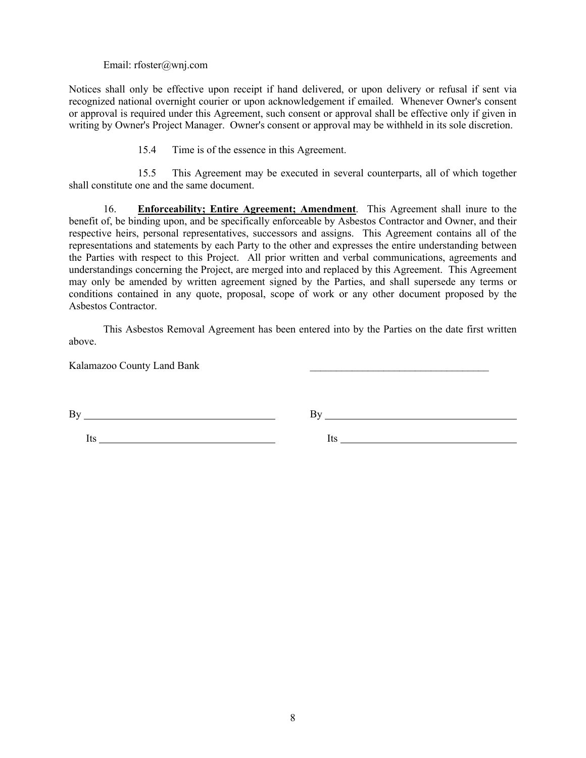Email: rfoster@wnj.com

Notices shall only be effective upon receipt if hand delivered, or upon delivery or refusal if sent via recognized national overnight courier or upon acknowledgement if emailed. Whenever Owner's consent or approval is required under this Agreement, such consent or approval shall be effective only if given in writing by Owner's Project Manager. Owner's consent or approval may be withheld in its sole discretion.

15.4 Time is of the essence in this Agreement.

15.5 This Agreement may be executed in several counterparts, all of which together shall constitute one and the same document.

16. **Enforceability; Entire Agreement; Amendment**. This Agreement shall inure to the benefit of, be binding upon, and be specifically enforceable by Asbestos Contractor and Owner, and their respective heirs, personal representatives, successors and assigns. This Agreement contains all of the representations and statements by each Party to the other and expresses the entire understanding between the Parties with respect to this Project. All prior written and verbal communications, agreements and understandings concerning the Project, are merged into and replaced by this Agreement. This Agreement may only be amended by written agreement signed by the Parties, and shall supersede any terms or conditions contained in any quote, proposal, scope of work or any other document proposed by the Asbestos Contractor.

This Asbestos Removal Agreement has been entered into by the Parties on the date first written above.

Kalamazoo County Land Bank ___________________________________

By ___________________________________ By ___________________________________

Its ___________________________________ Its ___________________________________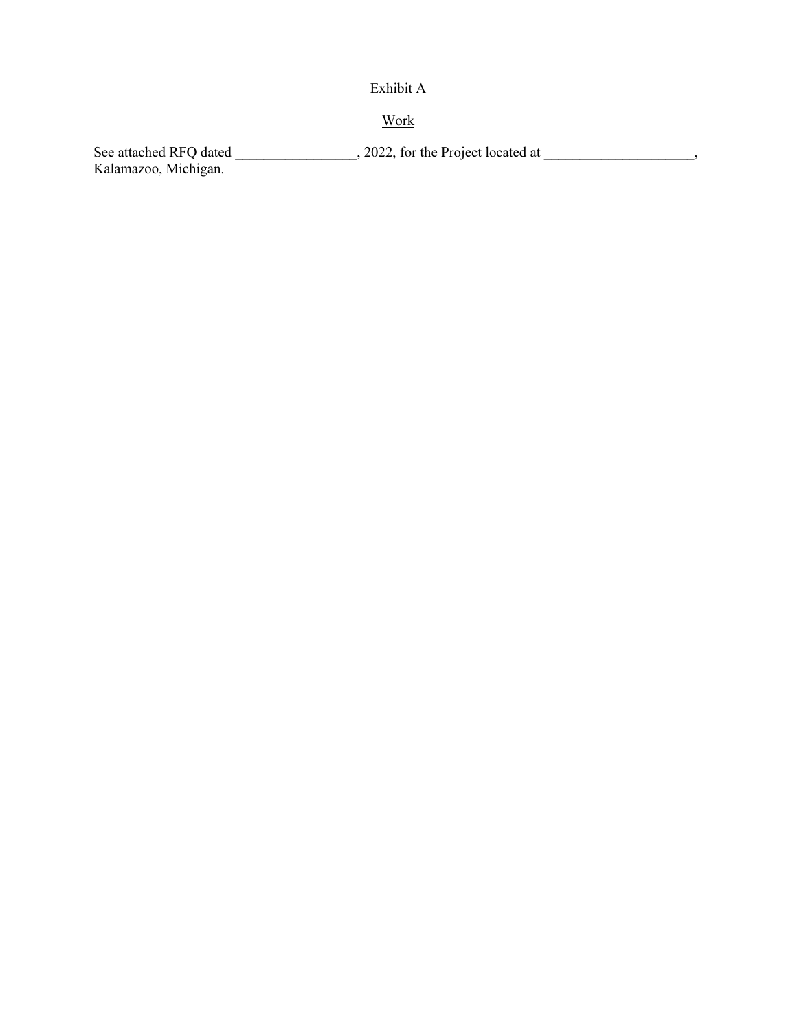Exhibit A

Work

See attached RFQ dated _________________, 2022, for the Project located at _____________________, Kalamazoo, Michigan.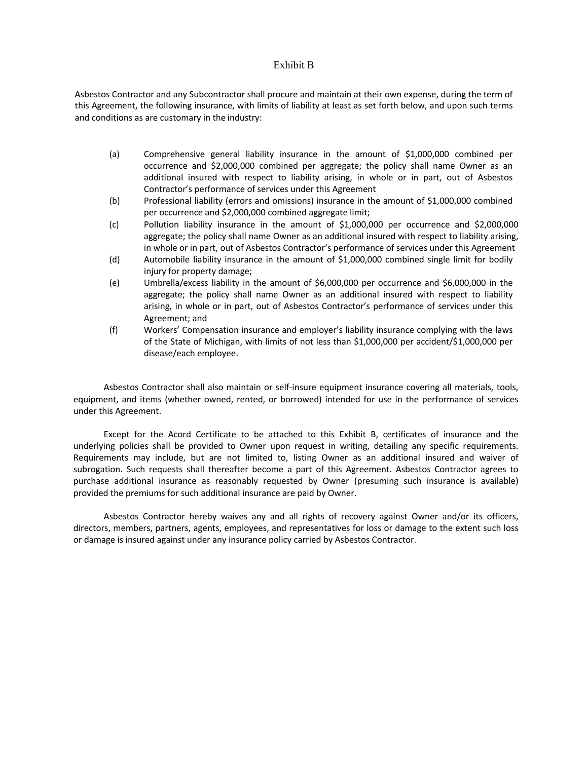# Exhibit B

Asbestos Contractor and any Subcontractor shall procure and maintain at their own expense, during the term of this Agreement, the following insurance, with limits of liability at least as set forth below, and upon such terms and conditions as are customary in the industry:

(a) Comprehensive general liability insurance in the amount of $1,000,000 combined per occurrence and $2,000,000 combined per aggregate; the policy shall name Owner as an additional insured with respect to liability arising, in whole or in part, out of Asbestos Contractor's performance of services under this Agreement

(b) Professional liability (errors and omissions) insurance in the amount of $1,000,000 combined per occurrence and $2,000,000 combined aggregate limit;

(c) Pollution liability insurance in the amount of $1,000,000 per occurrence and $2,000,000 aggregate; the policy shall name Owner as an additional insured with respect to liability arising, in whole or in part, out of Asbestos Contractor's performance of services under this Agreement

(d) Automobile liability insurance in the amount of $1,000,000 combined single limit for bodily injury for property damage;

(e) Umbrella/excess liability in the amount of $6,000,000 per occurrence and $6,000,000 in the aggregate; the policy shall name Owner as an additional insured with respect to liability arising, in whole or in part, out of Asbestos Contractor's performance of services under this Agreement; and

(f) Workers' Compensation insurance and employer's liability insurance complying with the laws of the State of Michigan, with limits of not less than $1,000,000 per accident/$1,000,000 per disease/each employee.

Asbestos Contractor shall also maintain or self-insure equipment insurance covering all materials, tools, equipment, and items (whether owned, rented, or borrowed) intended for use in the performance of services under this Agreement.

Except for the Acord Certificate to be attached to this Exhibit B, certificates of insurance and the underlying policies shall be provided to Owner upon request in writing, detailing any specific requirements. Requirements may include, but are not limited to, listing Owner as an additional insured and waiver of subrogation. Such requests shall thereafter become a part of this Agreement. Asbestos Contractor agrees to purchase additional insurance as reasonably requested by Owner (presuming such insurance is available) provided the premiums for such additional insurance are paid by Owner.

Asbestos Contractor hereby waives any and all rights of recovery against Owner and/or its officers, directors, members, partners, agents, employees, and representatives for loss or damage to the extent such loss or damage is insured against under any insurance policy carried by Asbestos Contractor.